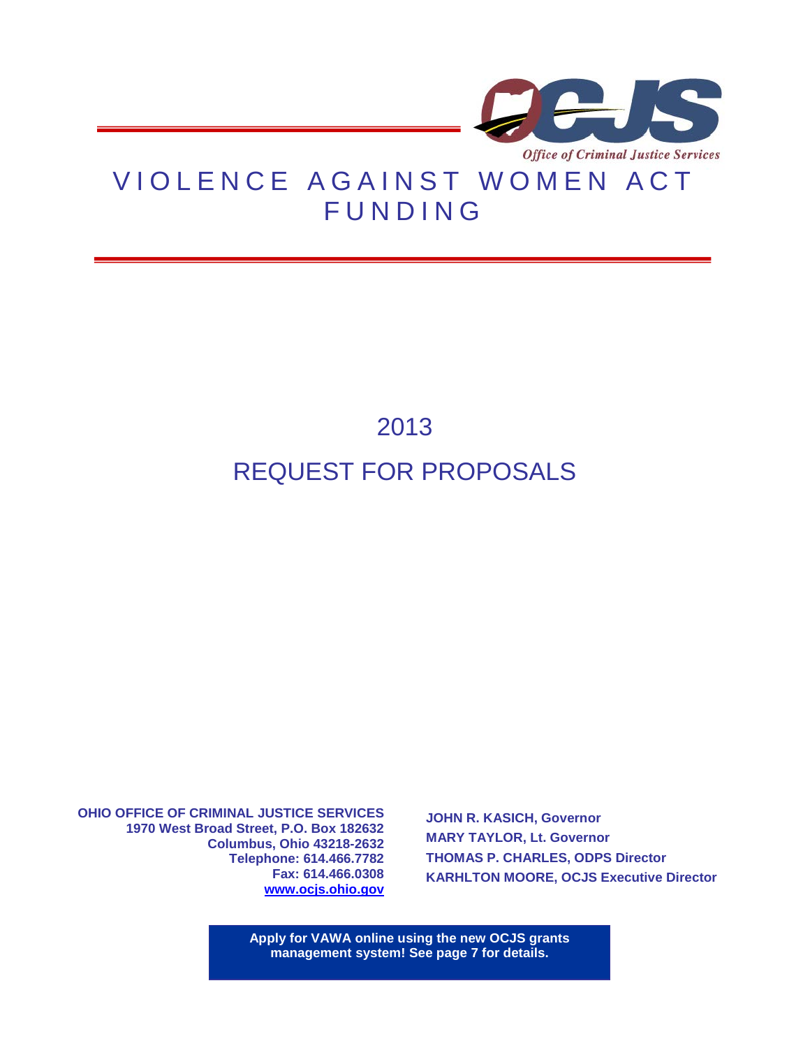Office of Criminal Justice Services

# VIOLENCE AGAINST WOMEN ACT FUNDING

## 2013

## REQUEST FOR PROPOSALS

**OHIO OFFICE OF CRIMINAL JUSTICE SERVICES**
**1970 West Broad Street, P.O. Box 182632**
**Columbus, Ohio 43218-2632**
**Telephone: 614.466.7782**
**Fax: 614.466.0308**
**www.ocjs.ohio.gov**

**JOHN R. KASICH, Governor**
**MARY TAYLOR, Lt. Governor**
**THOMAS P. CHARLES, ODPS Director**
**KARHLTON MOORE, OCJS Executive Director**

**Apply for VAWA online using the new OCJS grants management system! See page 7 for details.**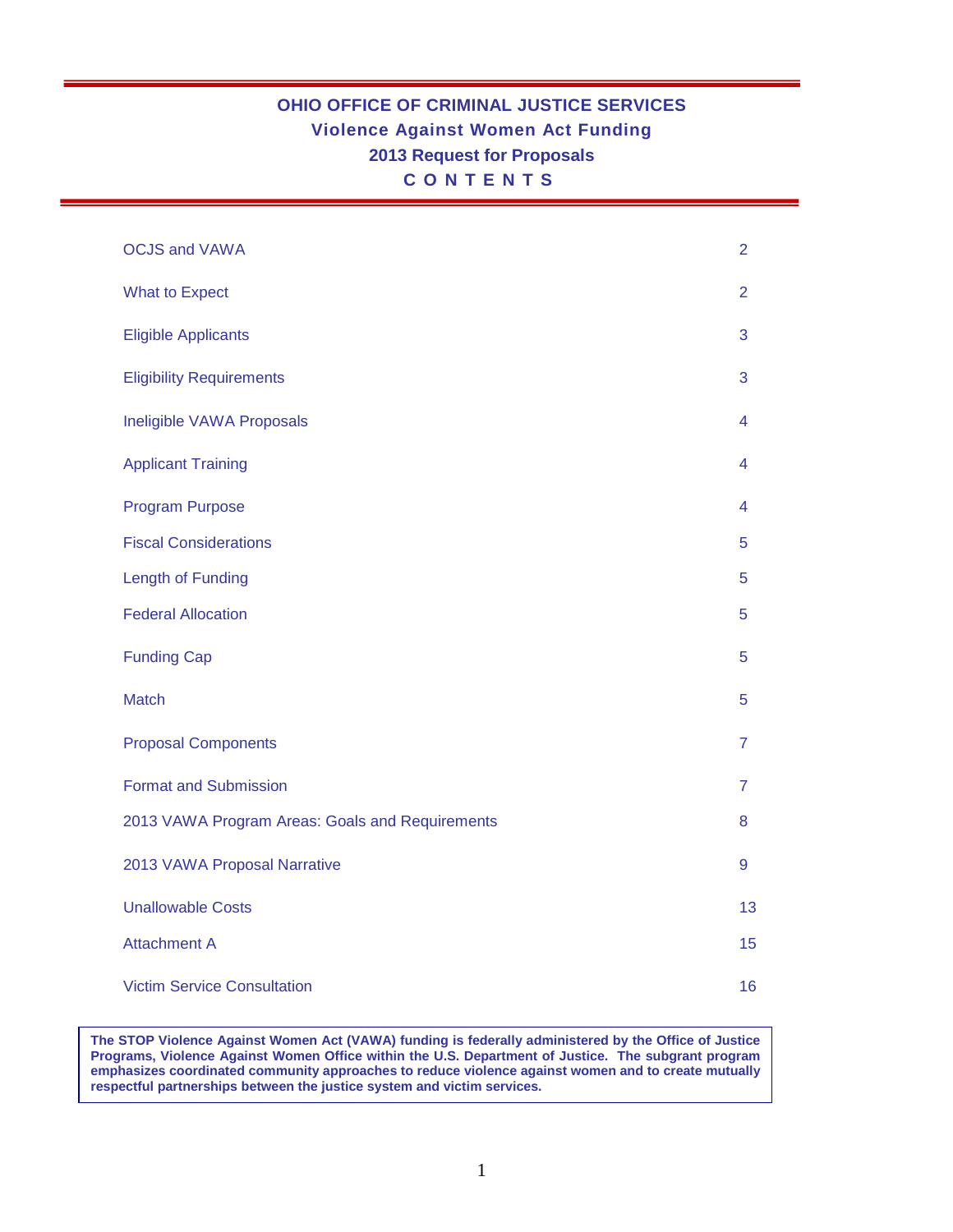# OHIO OFFICE OF CRIMINAL JUSTICE SERVICES

## Violence Against Women Act Funding

## 2013 Request for Proposals

## C O N T E N T S

| | |
|---|---|
| OCJS and VAWA | 2 |
| What to Expect | 2 |
| Eligible Applicants | 3 |
| Eligibility Requirements | 3 |
| Ineligible VAWA Proposals | 4 |
| Applicant Training | 4 |
| Program Purpose | 4 |
| Fiscal Considerations | 5 |
| Length of Funding | 5 |
| Federal Allocation | 5 |
| Funding Cap | 5 |
| Match | 5 |
| Proposal Components | 7 |
| Format and Submission | 7 |
| 2013 VAWA Program Areas: Goals and Requirements | 8 |
| 2013 VAWA Proposal Narrative | 9 |
| Unallowable Costs | 13 |
| Attachment A | 15 |
| Victim Service Consultation | 16 |

**The STOP Violence Against Women Act (VAWA) funding is federally administered by the Office of Justice Programs, Violence Against Women Office within the U.S. Department of Justice. The subgrant program emphasizes coordinated community approaches to reduce violence against women and to create mutually respectful partnerships between the justice system and victim services.**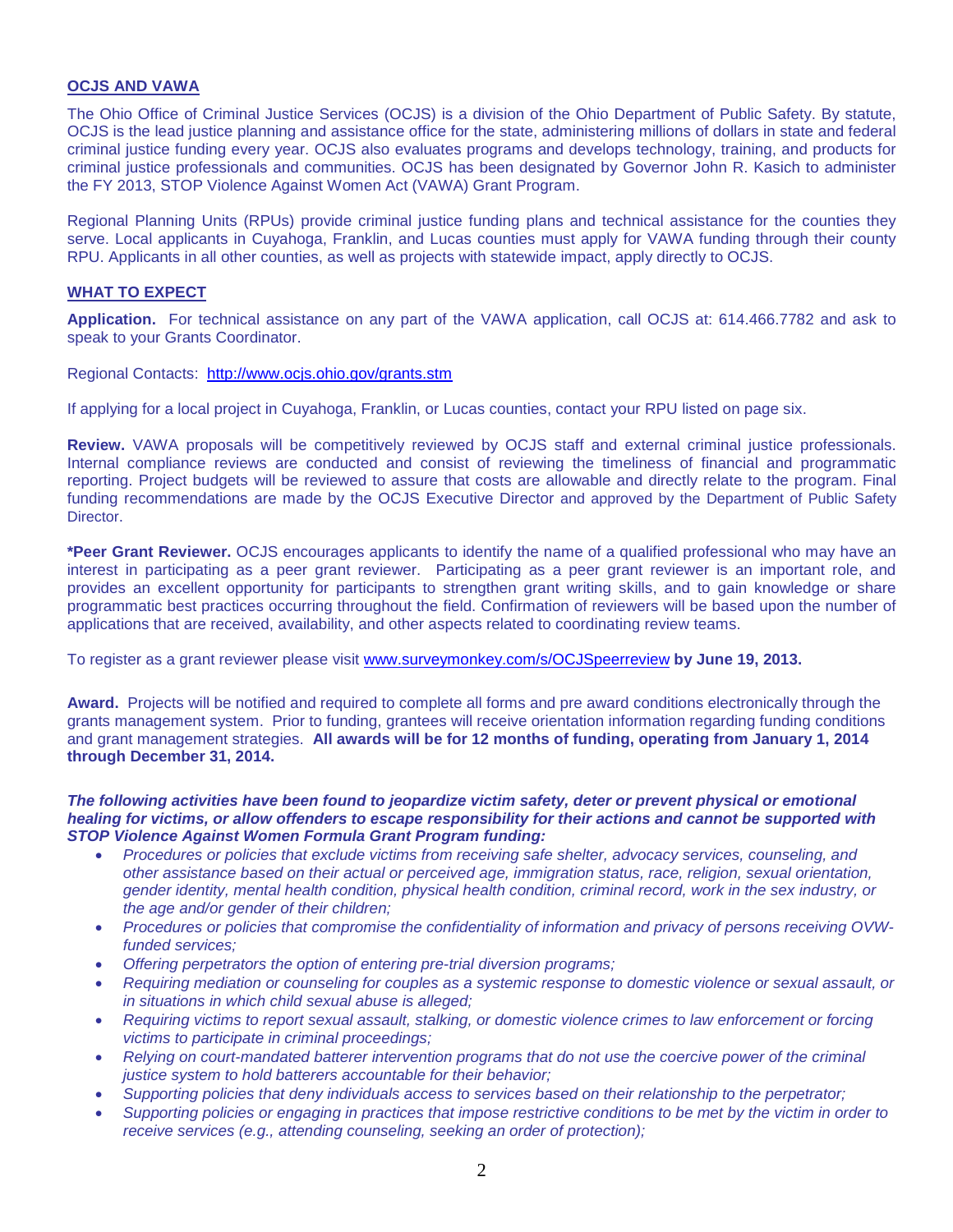## OCJS AND VAWA

The Ohio Office of Criminal Justice Services (OCJS) is a division of the Ohio Department of Public Safety. By statute, OCJS is the lead justice planning and assistance office for the state, administering millions of dollars in state and federal criminal justice funding every year. OCJS also evaluates programs and develops technology, training, and products for criminal justice professionals and communities. OCJS has been designated by Governor John R. Kasich to administer the FY 2013, STOP Violence Against Women Act (VAWA) Grant Program.

Regional Planning Units (RPUs) provide criminal justice funding plans and technical assistance for the counties they serve. Local applicants in Cuyahoga, Franklin, and Lucas counties must apply for VAWA funding through their county RPU. Applicants in all other counties, as well as projects with statewide impact, apply directly to OCJS.

## WHAT TO EXPECT

**Application.** For technical assistance on any part of the VAWA application, call OCJS at: 614.466.7782 and ask to speak to your Grants Coordinator.

Regional Contacts: http://www.ocjs.ohio.gov/grants.stm

If applying for a local project in Cuyahoga, Franklin, or Lucas counties, contact your RPU listed on page six.

**Review.** VAWA proposals will be competitively reviewed by OCJS staff and external criminal justice professionals. Internal compliance reviews are conducted and consist of reviewing the timeliness of financial and programmatic reporting. Project budgets will be reviewed to assure that costs are allowable and directly relate to the program. Final funding recommendations are made by the OCJS Executive Director and approved by the Department of Public Safety Director.

***Peer Grant Reviewer.** OCJS encourages applicants to identify the name of a qualified professional who may have an interest in participating as a peer grant reviewer. Participating as a peer grant reviewer is an important role, and provides an excellent opportunity for participants to strengthen grant writing skills, and to gain knowledge or share programmatic best practices occurring throughout the field. Confirmation of reviewers will be based upon the number of applications that are received, availability, and other aspects related to coordinating review teams.

To register as a grant reviewer please visit www.surveymonkey.com/s/OCJSpeerreview **by June 19, 2013.**

**Award.** Projects will be notified and required to complete all forms and pre award conditions electronically through the grants management system. Prior to funding, grantees will receive orientation information regarding funding conditions and grant management strategies. **All awards will be for 12 months of funding, operating from January 1, 2014 through December 31, 2014.**

***The following activities have been found to jeopardize victim safety, deter or prevent physical or emotional healing for victims, or allow offenders to escape responsibility for their actions and cannot be supported with STOP Violence Against Women Formula Grant Program funding:***

- *Procedures or policies that exclude victims from receiving safe shelter, advocacy services, counseling, and other assistance based on their actual or perceived age, immigration status, race, religion, sexual orientation, gender identity, mental health condition, physical health condition, criminal record, work in the sex industry, or the age and/or gender of their children;*
- *Procedures or policies that compromise the confidentiality of information and privacy of persons receiving OVW-funded services;*
- *Offering perpetrators the option of entering pre-trial diversion programs;*
- *Requiring mediation or counseling for couples as a systemic response to domestic violence or sexual assault, or in situations in which child sexual abuse is alleged;*
- *Requiring victims to report sexual assault, stalking, or domestic violence crimes to law enforcement or forcing victims to participate in criminal proceedings;*
- *Relying on court-mandated batterer intervention programs that do not use the coercive power of the criminal justice system to hold batterers accountable for their behavior;*
- *Supporting policies that deny individuals access to services based on their relationship to the perpetrator;*
- *Supporting policies or engaging in practices that impose restrictive conditions to be met by the victim in order to receive services (e.g., attending counseling, seeking an order of protection);*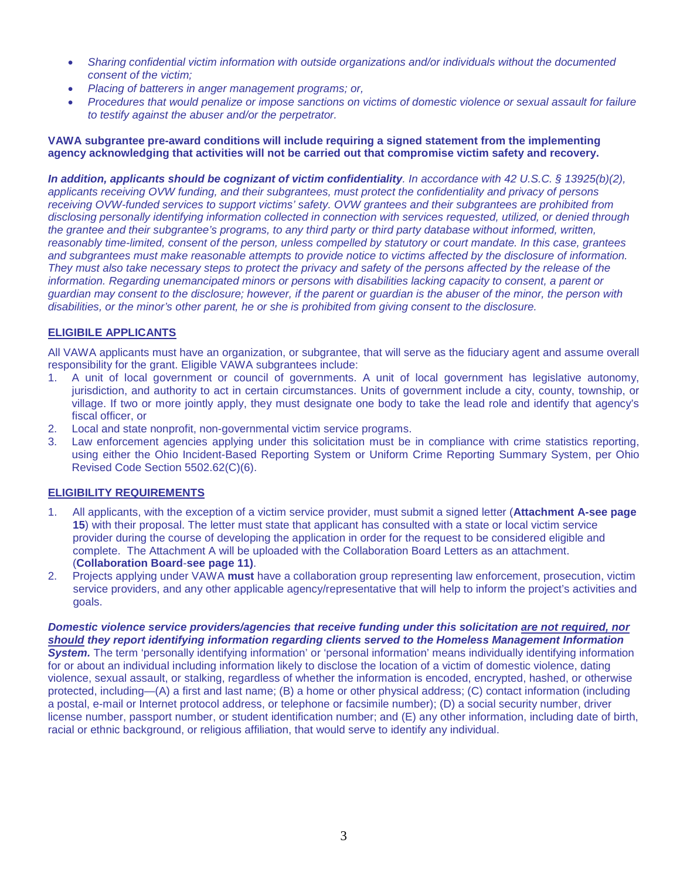- *Sharing confidential victim information with outside organizations and/or individuals without the documented consent of the victim;*
- *Placing of batterers in anger management programs; or,*
- *Procedures that would penalize or impose sanctions on victims of domestic violence or sexual assault for failure to testify against the abuser and/or the perpetrator.*

**VAWA subgrantee pre-award conditions will include requiring a signed statement from the implementing agency acknowledging that activities will not be carried out that compromise victim safety and recovery.**

***In addition, applicants should be cognizant of victim confidentiality****. In accordance with 42 U.S.C. § 13925(b)(2), applicants receiving OVW funding, and their subgrantees, must protect the confidentiality and privacy of persons receiving OVW-funded services to support victims' safety. OVW grantees and their subgrantees are prohibited from disclosing personally identifying information collected in connection with services requested, utilized, or denied through the grantee and their subgrantee's programs, to any third party or third party database without informed, written, reasonably time-limited, consent of the person, unless compelled by statutory or court mandate. In this case, grantees and subgrantees must make reasonable attempts to provide notice to victims affected by the disclosure of information. They must also take necessary steps to protect the privacy and safety of the persons affected by the release of the information. Regarding unemancipated minors or persons with disabilities lacking capacity to consent, a parent or guardian may consent to the disclosure; however, if the parent or guardian is the abuser of the minor, the person with disabilities, or the minor's other parent, he or she is prohibited from giving consent to the disclosure.*

## ELIGIBILE APPLICANTS

All VAWA applicants must have an organization, or subgrantee, that will serve as the fiduciary agent and assume overall responsibility for the grant. Eligible VAWA subgrantees include:

1. A unit of local government or council of governments. A unit of local government has legislative autonomy, jurisdiction, and authority to act in certain circumstances. Units of government include a city, county, township, or village. If two or more jointly apply, they must designate one body to take the lead role and identify that agency's fiscal officer, or
2. Local and state nonprofit, non-governmental victim service programs.
3. Law enforcement agencies applying under this solicitation must be in compliance with crime statistics reporting, using either the Ohio Incident-Based Reporting System or Uniform Crime Reporting Summary System, per Ohio Revised Code Section 5502.62(C)(6).

## ELIGIBILITY REQUIREMENTS

1. All applicants, with the exception of a victim service provider, must submit a signed letter (**Attachment A-see page 15**) with their proposal. The letter must state that applicant has consulted with a state or local victim service provider during the course of developing the application in order for the request to be considered eligible and complete. The Attachment A will be uploaded with the Collaboration Board Letters as an attachment. (**Collaboration Board-see page 11)**.
2. Projects applying under VAWA **must** have a collaboration group representing law enforcement, prosecution, victim service providers, and any other applicable agency/representative that will help to inform the project's activities and goals.

***Domestic violence service providers/agencies that receive funding under this solicitation <u>are not required, nor should</u> they report identifying information regarding clients served to the Homeless Management Information System.*** The term 'personally identifying information' or 'personal information' means individually identifying information for or about an individual including information likely to disclose the location of a victim of domestic violence, dating violence, sexual assault, or stalking, regardless of whether the information is encoded, encrypted, hashed, or otherwise protected, including—(A) a first and last name; (B) a home or other physical address; (C) contact information (including a postal, e-mail or Internet protocol address, or telephone or facsimile number); (D) a social security number, driver license number, passport number, or student identification number; and (E) any other information, including date of birth, racial or ethnic background, or religious affiliation, that would serve to identify any individual.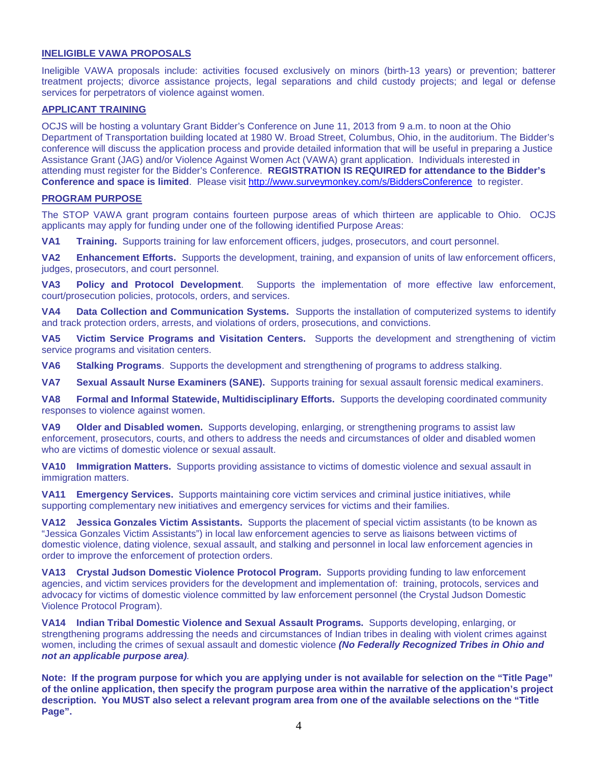## INELIGIBLE VAWA PROPOSALS

Ineligible VAWA proposals include: activities focused exclusively on minors (birth-13 years) or prevention; batterer treatment projects; divorce assistance projects, legal separations and child custody projects; and legal or defense services for perpetrators of violence against women.

## APPLICANT TRAINING

OCJS will be hosting a voluntary Grant Bidder's Conference on June 11, 2013 from 9 a.m. to noon at the Ohio Department of Transportation building located at 1980 W. Broad Street, Columbus, Ohio, in the auditorium. The Bidder's conference will discuss the application process and provide detailed information that will be useful in preparing a Justice Assistance Grant (JAG) and/or Violence Against Women Act (VAWA) grant application. Individuals interested in attending must register for the Bidder's Conference. **REGISTRATION IS REQUIRED for attendance to the Bidder's Conference and space is limited**. Please visit http://www.surveymonkey.com/s/BiddersConference to register.

## PROGRAM PURPOSE

The STOP VAWA grant program contains fourteen purpose areas of which thirteen are applicable to Ohio. OCJS applicants may apply for funding under one of the following identified Purpose Areas:

**VA1 Training.** Supports training for law enforcement officers, judges, prosecutors, and court personnel.

**VA2 Enhancement Efforts.** Supports the development, training, and expansion of units of law enforcement officers, judges, prosecutors, and court personnel.

**VA3 Policy and Protocol Development**. Supports the implementation of more effective law enforcement, court/prosecution policies, protocols, orders, and services.

**VA4 Data Collection and Communication Systems.** Supports the installation of computerized systems to identify and track protection orders, arrests, and violations of orders, prosecutions, and convictions.

**VA5 Victim Service Programs and Visitation Centers.** Supports the development and strengthening of victim service programs and visitation centers.

**VA6 Stalking Programs**. Supports the development and strengthening of programs to address stalking.

**VA7 Sexual Assault Nurse Examiners (SANE).** Supports training for sexual assault forensic medical examiners.

**VA8 Formal and Informal Statewide, Multidisciplinary Efforts.** Supports the developing coordinated community responses to violence against women.

**VA9 Older and Disabled women.** Supports developing, enlarging, or strengthening programs to assist law enforcement, prosecutors, courts, and others to address the needs and circumstances of older and disabled women who are victims of domestic violence or sexual assault.

**VA10 Immigration Matters.** Supports providing assistance to victims of domestic violence and sexual assault in immigration matters.

**VA11 Emergency Services.** Supports maintaining core victim services and criminal justice initiatives, while supporting complementary new initiatives and emergency services for victims and their families.

**VA12 Jessica Gonzales Victim Assistants.** Supports the placement of special victim assistants (to be known as "Jessica Gonzales Victim Assistants") in local law enforcement agencies to serve as liaisons between victims of domestic violence, dating violence, sexual assault, and stalking and personnel in local law enforcement agencies in order to improve the enforcement of protection orders.

**VA13 Crystal Judson Domestic Violence Protocol Program.** Supports providing funding to law enforcement agencies, and victim services providers for the development and implementation of: training, protocols, services and advocacy for victims of domestic violence committed by law enforcement personnel (the Crystal Judson Domestic Violence Protocol Program).

**VA14 Indian Tribal Domestic Violence and Sexual Assault Programs.** Supports developing, enlarging, or strengthening programs addressing the needs and circumstances of Indian tribes in dealing with violent crimes against women, including the crimes of sexual assault and domestic violence ***(No Federally Recognized Tribes in Ohio and not an applicable purpose area)***.

**Note: If the program purpose for which you are applying under is not available for selection on the "Title Page" of the online application, then specify the program purpose area within the narrative of the application's project description. You MUST also select a relevant program area from one of the available selections on the "Title Page".**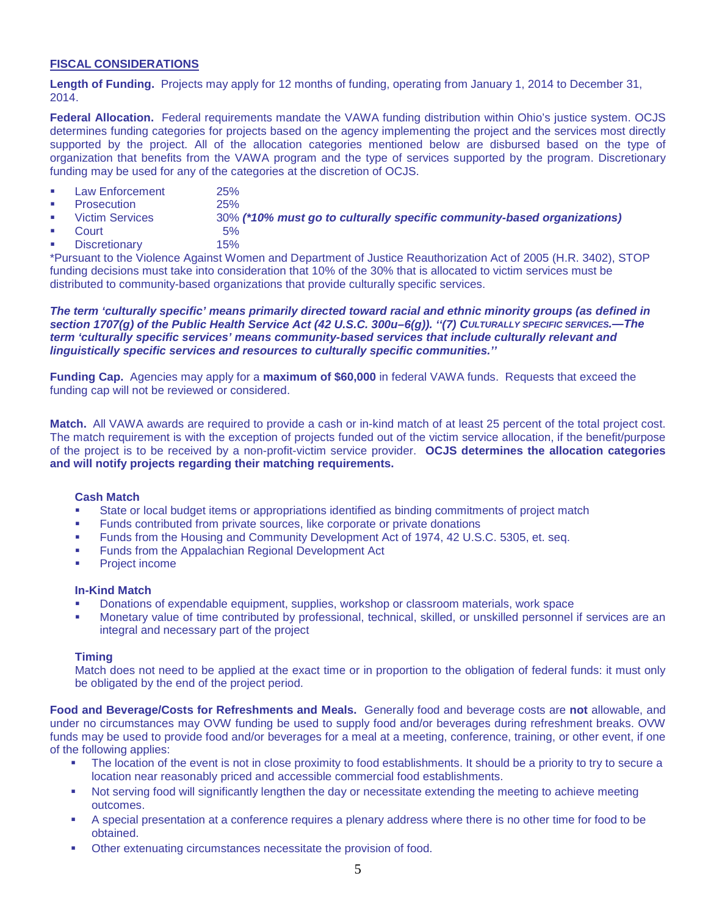## FISCAL CONSIDERATIONS

**Length of Funding.** Projects may apply for 12 months of funding, operating from January 1, 2014 to December 31, 2014.

**Federal Allocation.** Federal requirements mandate the VAWA funding distribution within Ohio's justice system. OCJS determines funding categories for projects based on the agency implementing the project and the services most directly supported by the project. All of the allocation categories mentioned below are disbursed based on the type of organization that benefits from the VAWA program and the type of services supported by the program. Discretionary funding may be used for any of the categories at the discretion of OCJS.

- Law Enforcement 25%
- Prosecution 25%
- Victim Services 30% ***(\*10% must go to culturally specific community-based organizations)***
- Court 5%
- Discretionary 15%

*Pursuant to the Violence Against Women and Department of Justice Reauthorization Act of 2005 (H.R. 3402), STOP funding decisions must take into consideration that 10% of the 30% that is allocated to victim services must be distributed to community-based organizations that provide culturally specific services.

***The term 'culturally specific' means primarily directed toward racial and ethnic minority groups (as defined in section 1707(g) of the Public Health Service Act (42 U.S.C. 300u–6(g)). ''(7) CULTURALLY SPECIFIC SERVICES.—The term 'culturally specific services' means community-based services that include culturally relevant and linguistically specific services and resources to culturally specific communities.''***

**Funding Cap.** Agencies may apply for a **maximum of $60,000** in federal VAWA funds. Requests that exceed the funding cap will not be reviewed or considered.

**Match.** All VAWA awards are required to provide a cash or in-kind match of at least 25 percent of the total project cost. The match requirement is with the exception of projects funded out of the victim service allocation, if the benefit/purpose of the project is to be received by a non-profit-victim service provider. **OCJS determines the allocation categories and will notify projects regarding their matching requirements.**

**Cash Match**

- State or local budget items or appropriations identified as binding commitments of project match
- Funds contributed from private sources, like corporate or private donations
- Funds from the Housing and Community Development Act of 1974, 42 U.S.C. 5305, et. seq.
- Funds from the Appalachian Regional Development Act
- Project income

**In-Kind Match**

- Donations of expendable equipment, supplies, workshop or classroom materials, work space
- Monetary value of time contributed by professional, technical, skilled, or unskilled personnel if services are an integral and necessary part of the project

**Timing**

Match does not need to be applied at the exact time or in proportion to the obligation of federal funds: it must only be obligated by the end of the project period.

**Food and Beverage/Costs for Refreshments and Meals.** Generally food and beverage costs are **not** allowable, and under no circumstances may OVW funding be used to supply food and/or beverages during refreshment breaks. OVW funds may be used to provide food and/or beverages for a meal at a meeting, conference, training, or other event, if one of the following applies:

- The location of the event is not in close proximity to food establishments. It should be a priority to try to secure a location near reasonably priced and accessible commercial food establishments.
- Not serving food will significantly lengthen the day or necessitate extending the meeting to achieve meeting outcomes.
- A special presentation at a conference requires a plenary address where there is no other time for food to be obtained.
- Other extenuating circumstances necessitate the provision of food.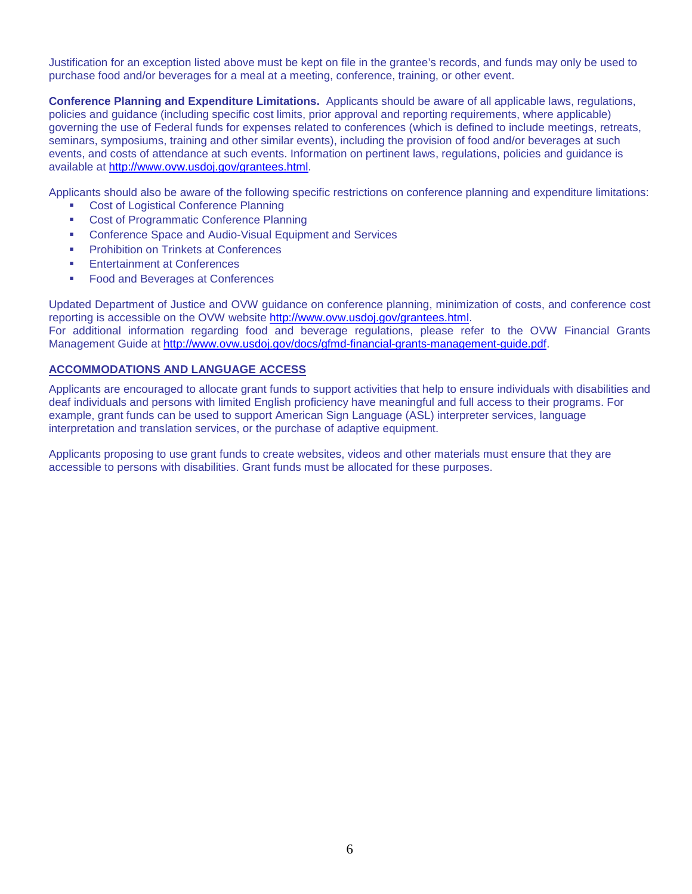Justification for an exception listed above must be kept on file in the grantee's records, and funds may only be used to purchase food and/or beverages for a meal at a meeting, conference, training, or other event.

**Conference Planning and Expenditure Limitations.** Applicants should be aware of all applicable laws, regulations, policies and guidance (including specific cost limits, prior approval and reporting requirements, where applicable) governing the use of Federal funds for expenses related to conferences (which is defined to include meetings, retreats, seminars, symposiums, training and other similar events), including the provision of food and/or beverages at such events, and costs of attendance at such events. Information on pertinent laws, regulations, policies and guidance is available at http://www.ovw.usdoj.gov/grantees.html.

Applicants should also be aware of the following specific restrictions on conference planning and expenditure limitations:

- Cost of Logistical Conference Planning
- Cost of Programmatic Conference Planning
- Conference Space and Audio-Visual Equipment and Services
- Prohibition on Trinkets at Conferences
- Entertainment at Conferences
- Food and Beverages at Conferences

Updated Department of Justice and OVW guidance on conference planning, minimization of costs, and conference cost reporting is accessible on the OVW website http://www.ovw.usdoj.gov/grantees.html.
For additional information regarding food and beverage regulations, please refer to the OVW Financial Grants Management Guide at http://www.ovw.usdoj.gov/docs/gfmd-financial-grants-management-guide.pdf.

## ACCOMMODATIONS AND LANGUAGE ACCESS

Applicants are encouraged to allocate grant funds to support activities that help to ensure individuals with disabilities and deaf individuals and persons with limited English proficiency have meaningful and full access to their programs. For example, grant funds can be used to support American Sign Language (ASL) interpreter services, language interpretation and translation services, or the purchase of adaptive equipment.

Applicants proposing to use grant funds to create websites, videos and other materials must ensure that they are accessible to persons with disabilities. Grant funds must be allocated for these purposes.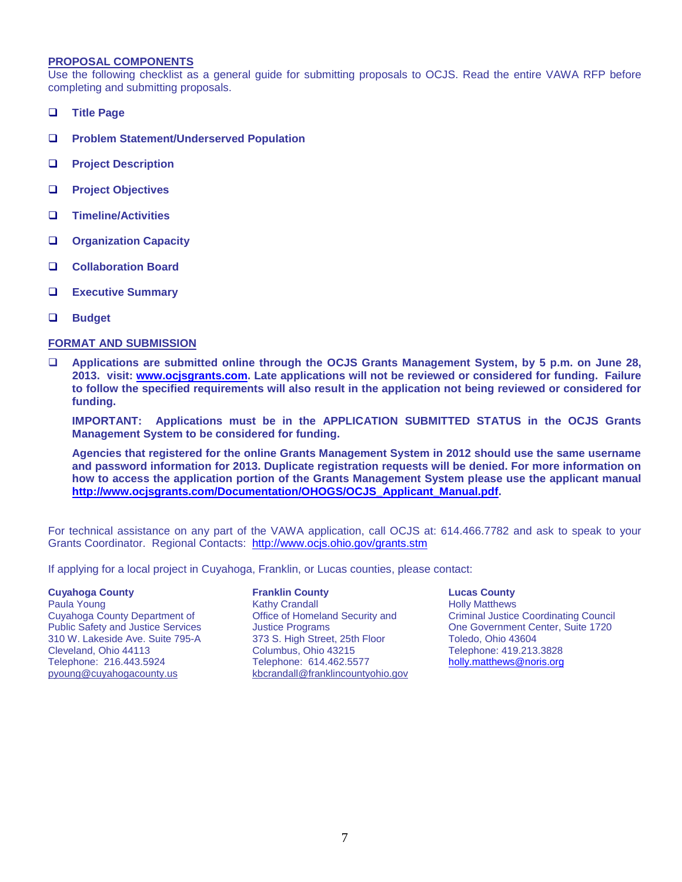## PROPOSAL COMPONENTS

Use the following checklist as a general guide for submitting proposals to OCJS. Read the entire VAWA RFP before completing and submitting proposals.

- ❑ **Title Page**
- ❑ **Problem Statement/Underserved Population**
- ❑ **Project Description**
- ❑ **Project Objectives**
- ❑ **Timeline/Activities**
- ❑ **Organization Capacity**
- ❑ **Collaboration Board**
- ❑ **Executive Summary**
- ❑ **Budget**

## FORMAT AND SUBMISSION

- ❑ **Applications are submitted online through the OCJS Grants Management System, by 5 p.m. on June 28, 2013. visit: www.ocjsgrants.com. Late applications will not be reviewed or considered for funding. Failure to follow the specified requirements will also result in the application not being reviewed or considered for funding.**

  **IMPORTANT: Applications must be in the APPLICATION SUBMITTED STATUS in the OCJS Grants Management System to be considered for funding.**

  **Agencies that registered for the online Grants Management System in 2012 should use the same username and password information for 2013. Duplicate registration requests will be denied. For more information on how to access the application portion of the Grants Management System please use the applicant manual http://www.ocjsgrants.com/Documentation/OHOGS/OCJS_Applicant_Manual.pdf.**

For technical assistance on any part of the VAWA application, call OCJS at: 614.466.7782 and ask to speak to your Grants Coordinator. Regional Contacts: http://www.ocjs.ohio.gov/grants.stm

If applying for a local project in Cuyahoga, Franklin, or Lucas counties, please contact:

**Cuyahoga County**
Paula Young
Cuyahoga County Department of Public Safety and Justice Services
310 W. Lakeside Ave. Suite 795-A
Cleveland, Ohio 44113
Telephone: 216.443.5924
pyoung@cuyahogacounty.us

**Franklin County**
Kathy Crandall
Office of Homeland Security and Justice Programs
373 S. High Street, 25th Floor
Columbus, Ohio 43215
Telephone: 614.462.5577
kbcrandall@franklincountyohio.gov

**Lucas County**
Holly Matthews
Criminal Justice Coordinating Council
One Government Center, Suite 1720
Toledo, Ohio 43604
Telephone: 419.213.3828
holly.matthews@noris.org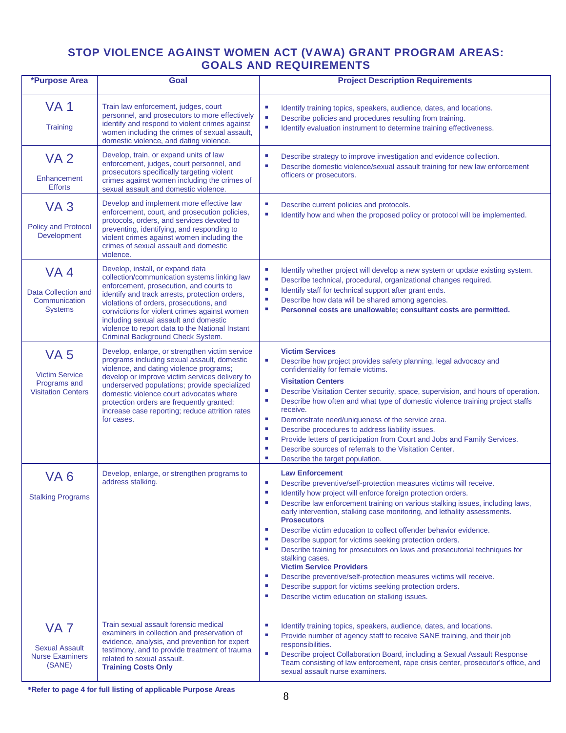# STOP VIOLENCE AGAINST WOMEN ACT (VAWA) GRANT PROGRAM AREAS: GOALS AND REQUIREMENTS

| *Purpose Area | Goal | Project Description Requirements |
|---|---|---|
| VA 1<br>Training | Train law enforcement, judges, court personnel, and prosecutors to more effectively identify and respond to violent crimes against women including the crimes of sexual assault, domestic violence, and dating violence. | ▪ Identify training topics, speakers, audience, dates, and locations.<br>▪ Describe policies and procedures resulting from training.<br>▪ Identify evaluation instrument to determine training effectiveness. |
| VA 2<br>Enhancement Efforts | Develop, train, or expand units of law enforcement, judges, court personnel, and prosecutors specifically targeting violent crimes against women including the crimes of sexual assault and domestic violence. | ▪ Describe strategy to improve investigation and evidence collection.<br>▪ Describe domestic violence/sexual assault training for new law enforcement officers or prosecutors. |
| VA 3<br>Policy and Protocol Development | Develop and implement more effective law enforcement, court, and prosecution policies, protocols, orders, and services devoted to preventing, identifying, and responding to violent crimes against women including the crimes of sexual assault and domestic violence. | ▪ Describe current policies and protocols.<br>▪ Identify how and when the proposed policy or protocol will be implemented. |
| VA 4<br>Data Collection and Communication Systems | Develop, install, or expand data collection/communication systems linking law enforcement, prosecution, and courts to identify and track arrests, protection orders, violations of orders, prosecutions, and convictions for violent crimes against women including sexual assault and domestic violence to report data to the National Instant Criminal Background Check System. | ▪ Identify whether project will develop a new system or update existing system.<br>▪ Describe technical, procedural, organizational changes required.<br>▪ Identify staff for technical support after grant ends.<br>▪ Describe how data will be shared among agencies.<br>▪ **Personnel costs are unallowable; consultant costs are permitted.** |
| VA 5<br>Victim Service Programs and Visitation Centers | Develop, enlarge, or strengthen victim service programs including sexual assault, domestic violence, and dating violence programs; develop or improve victim services delivery to underserved populations; provide specialized domestic violence court advocates where protection orders are frequently granted; increase case reporting; reduce attrition rates for cases. | **Victim Services**<br>▪ Describe how project provides safety planning, legal advocacy and confidentiality for female victims.<br>**Visitation Centers**<br>▪ Describe Visitation Center security, space, supervision, and hours of operation.<br>▪ Describe how often and what type of domestic violence training project staffs receive.<br>▪ Demonstrate need/uniqueness of the service area.<br>▪ Describe procedures to address liability issues.<br>▪ Provide letters of participation from Court and Jobs and Family Services.<br>▪ Describe sources of referrals to the Visitation Center.<br>▪ Describe the target population. |
| VA 6<br>Stalking Programs | Develop, enlarge, or strengthen programs to address stalking. | **Law Enforcement**<br>▪ Describe preventive/self-protection measures victims will receive.<br>▪ Identify how project will enforce foreign protection orders.<br>▪ Describe law enforcement training on various stalking issues, including laws, early intervention, stalking case monitoring, and lethality assessments.<br>**Prosecutors**<br>▪ Describe victim education to collect offender behavior evidence.<br>▪ Describe support for victims seeking protection orders.<br>▪ Describe training for prosecutors on laws and prosecutorial techniques for stalking cases.<br>**Victim Service Providers**<br>▪ Describe preventive/self-protection measures victims will receive.<br>▪ Describe support for victims seeking protection orders.<br>▪ Describe victim education on stalking issues. |
| VA 7<br>Sexual Assault Nurse Examiners (SANE) | Train sexual assault forensic medical examiners in collection and preservation of evidence, analysis, and prevention for expert testimony, and to provide treatment of trauma related to sexual assault.<br>**Training Costs Only** | ▪ Identify training topics, speakers, audience, dates, and locations.<br>▪ Provide number of agency staff to receive SANE training, and their job responsibilities.<br>▪ Describe project Collaboration Board, including a Sexual Assault Response Team consisting of law enforcement, rape crisis center, prosecutor's office, and sexual assault nurse examiners. |

**\*Refer to page 4 for full listing of applicable Purpose Areas**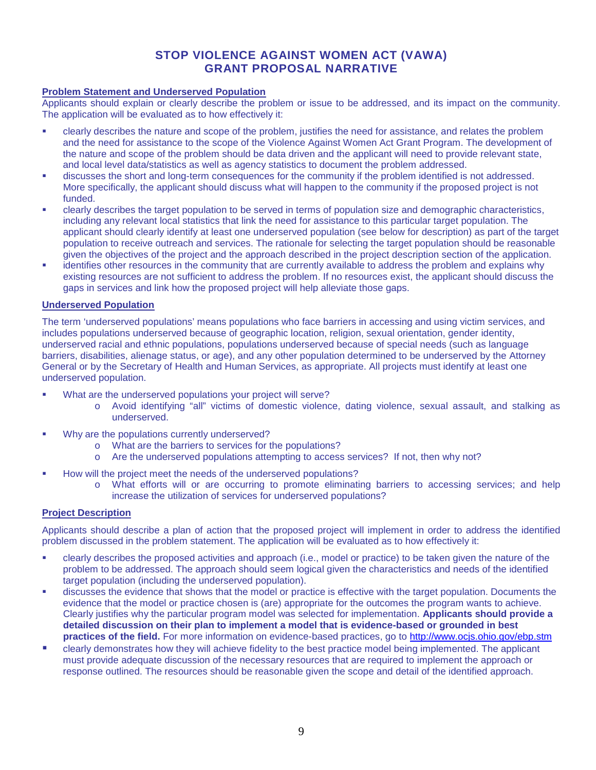# STOP VIOLENCE AGAINST WOMEN ACT (VAWA) GRANT PROPOSAL NARRATIVE

## Problem Statement and Underserved Population

Applicants should explain or clearly describe the problem or issue to be addressed, and its impact on the community. The application will be evaluated as to how effectively it:

- clearly describes the nature and scope of the problem, justifies the need for assistance, and relates the problem and the need for assistance to the scope of the Violence Against Women Act Grant Program. The development of the nature and scope of the problem should be data driven and the applicant will need to provide relevant state, and local level data/statistics as well as agency statistics to document the problem addressed.
- discusses the short and long-term consequences for the community if the problem identified is not addressed. More specifically, the applicant should discuss what will happen to the community if the proposed project is not funded.
- clearly describes the target population to be served in terms of population size and demographic characteristics, including any relevant local statistics that link the need for assistance to this particular target population. The applicant should clearly identify at least one underserved population (see below for description) as part of the target population to receive outreach and services. The rationale for selecting the target population should be reasonable given the objectives of the project and the approach described in the project description section of the application.
- identifies other resources in the community that are currently available to address the problem and explains why existing resources are not sufficient to address the problem. If no resources exist, the applicant should discuss the gaps in services and link how the proposed project will help alleviate those gaps.

## Underserved Population

The term 'underserved populations' means populations who face barriers in accessing and using victim services, and includes populations underserved because of geographic location, religion, sexual orientation, gender identity, underserved racial and ethnic populations, populations underserved because of special needs (such as language barriers, disabilities, alienage status, or age), and any other population determined to be underserved by the Attorney General or by the Secretary of Health and Human Services, as appropriate. All projects must identify at least one underserved population.

- What are the underserved populations your project will serve?
  - Avoid identifying "all" victims of domestic violence, dating violence, sexual assault, and stalking as underserved.
- Why are the populations currently underserved?
  - What are the barriers to services for the populations?
  - Are the underserved populations attempting to access services? If not, then why not?
- How will the project meet the needs of the underserved populations?
  - What efforts will or are occurring to promote eliminating barriers to accessing services; and help increase the utilization of services for underserved populations?

## Project Description

Applicants should describe a plan of action that the proposed project will implement in order to address the identified problem discussed in the problem statement. The application will be evaluated as to how effectively it:

- clearly describes the proposed activities and approach (i.e., model or practice) to be taken given the nature of the problem to be addressed. The approach should seem logical given the characteristics and needs of the identified target population (including the underserved population).
- discusses the evidence that shows that the model or practice is effective with the target population. Documents the evidence that the model or practice chosen is (are) appropriate for the outcomes the program wants to achieve. Clearly justifies why the particular program model was selected for implementation. **Applicants should provide a detailed discussion on their plan to implement a model that is evidence-based or grounded in best practices of the field.** For more information on evidence-based practices, go to http://www.ocjs.ohio.gov/ebp.stm
- clearly demonstrates how they will achieve fidelity to the best practice model being implemented. The applicant must provide adequate discussion of the necessary resources that are required to implement the approach or response outlined. The resources should be reasonable given the scope and detail of the identified approach.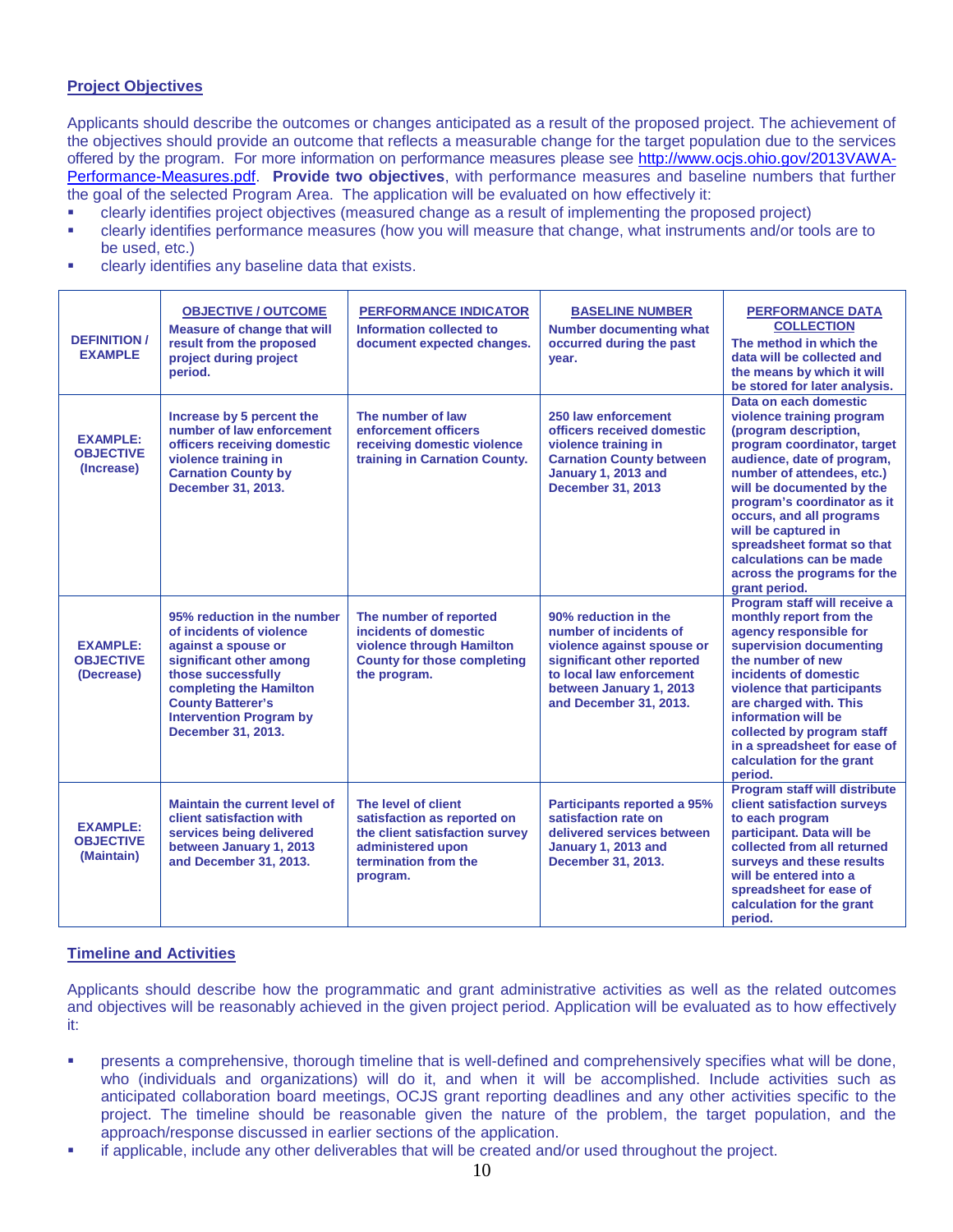## Project Objectives

Applicants should describe the outcomes or changes anticipated as a result of the proposed project. The achievement of the objectives should provide an outcome that reflects a measurable change for the target population due to the services offered by the program. For more information on performance measures please see http://www.ocjs.ohio.gov/2013VAWA-Performance-Measures.pdf. **Provide two objectives**, with performance measures and baseline numbers that further the goal of the selected Program Area. The application will be evaluated on how effectively it:

- clearly identifies project objectives (measured change as a result of implementing the proposed project)
- clearly identifies performance measures (how you will measure that change, what instruments and/or tools are to be used, etc.)
- clearly identifies any baseline data that exists.

| DEFINITION / EXAMPLE | OBJECTIVE / OUTCOME<br>Measure of change that will result from the proposed project during project period. | PERFORMANCE INDICATOR<br>Information collected to document expected changes. | BASELINE NUMBER<br>Number documenting what occurred during the past year. | PERFORMANCE DATA COLLECTION<br>The method in which the data will be collected and the means by which it will be stored for later analysis. |
|---|---|---|---|---|
| EXAMPLE: OBJECTIVE (Increase) | Increase by 5 percent the number of law enforcement officers receiving domestic violence training in Carnation County by December 31, 2013. | The number of law enforcement officers receiving domestic violence training in Carnation County. | 250 law enforcement officers received domestic violence training in Carnation County between January 1, 2013 and December 31, 2013 | Data on each domestic violence training program (program description, program coordinator, target audience, date of program, number of attendees, etc.) will be documented by the program's coordinator as it occurs, and all programs will be captured in spreadsheet format so that calculations can be made across the programs for the grant period. |
| EXAMPLE: OBJECTIVE (Decrease) | 95% reduction in the number of incidents of violence against a spouse or significant other among those successfully completing the Hamilton County Batterer's Intervention Program by December 31, 2013. | The number of reported incidents of domestic violence through Hamilton County for those completing the program. | 90% reduction in the number of incidents of violence against spouse or significant other reported to local law enforcement between January 1, 2013 and December 31, 2013. | Program staff will receive a monthly report from the agency responsible for supervision documenting the number of new incidents of domestic violence that participants are charged with. This information will be collected by program staff in a spreadsheet for ease of calculation for the grant period. |
| EXAMPLE: OBJECTIVE (Maintain) | Maintain the current level of client satisfaction with services being delivered between January 1, 2013 and December 31, 2013. | The level of client satisfaction as reported on the client satisfaction survey administered upon termination from the program. | Participants reported a 95% satisfaction rate on delivered services between January 1, 2013 and December 31, 2013. | Program staff will distribute client satisfaction surveys to each program participant. Data will be collected from all returned surveys and these results will be entered into a spreadsheet for ease of calculation for the grant period. |

## Timeline and Activities

Applicants should describe how the programmatic and grant administrative activities as well as the related outcomes and objectives will be reasonably achieved in the given project period. Application will be evaluated as to how effectively it:

- presents a comprehensive, thorough timeline that is well-defined and comprehensively specifies what will be done, who (individuals and organizations) will do it, and when it will be accomplished. Include activities such as anticipated collaboration board meetings, OCJS grant reporting deadlines and any other activities specific to the project. The timeline should be reasonable given the nature of the problem, the target population, and the approach/response discussed in earlier sections of the application.
- if applicable, include any other deliverables that will be created and/or used throughout the project.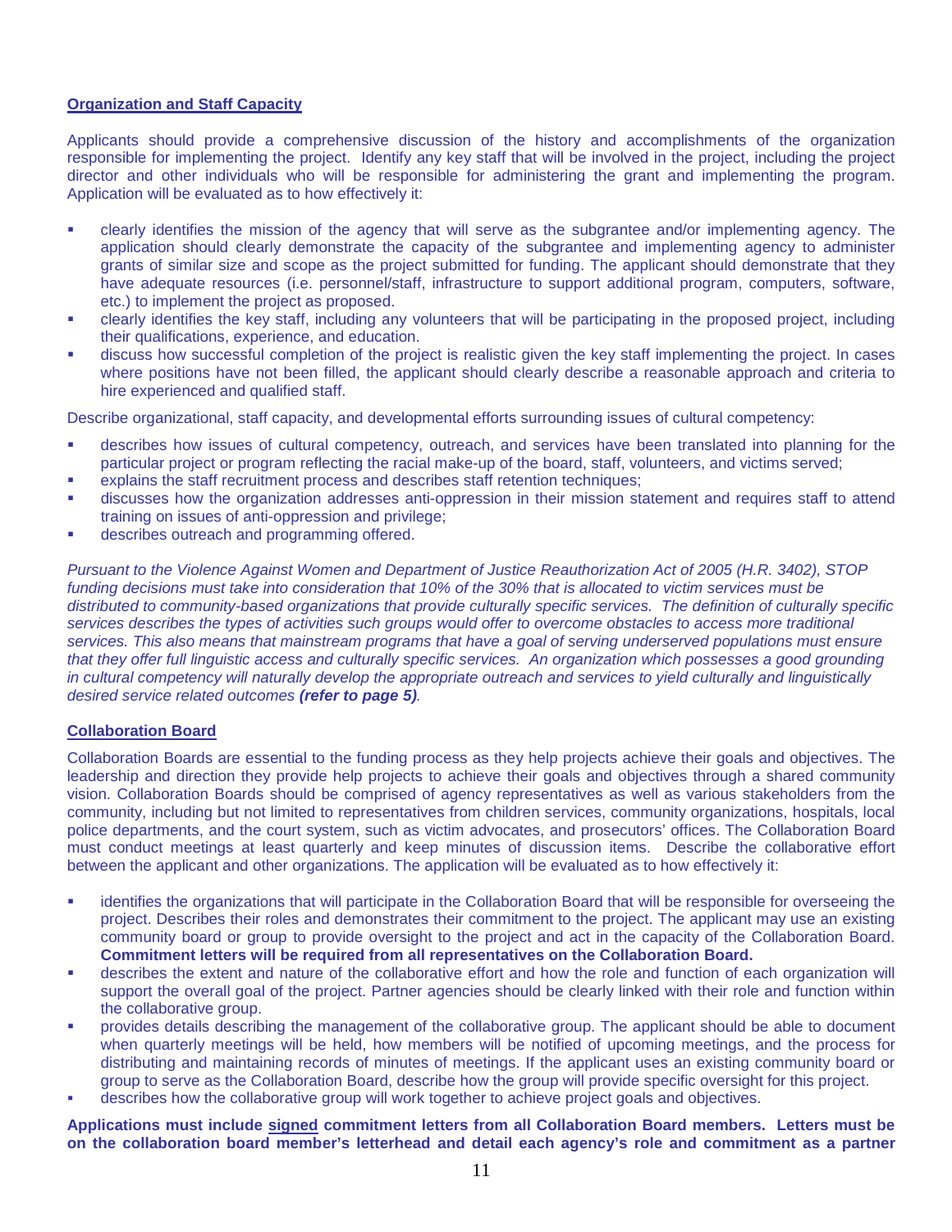<u>**Organization and Staff Capacity**</u>

Applicants should provide a comprehensive discussion of the history and accomplishments of the organization responsible for implementing the project. Identify any key staff that will be involved in the project, including the project director and other individuals who will be responsible for administering the grant and implementing the program. Application will be evaluated as to how effectively it:

- clearly identifies the mission of the agency that will serve as the subgrantee and/or implementing agency. The application should clearly demonstrate the capacity of the subgrantee and implementing agency to administer grants of similar size and scope as the project submitted for funding. The applicant should demonstrate that they have adequate resources (i.e. personnel/staff, infrastructure to support additional program, computers, software, etc.) to implement the project as proposed.
- clearly identifies the key staff, including any volunteers that will be participating in the proposed project, including their qualifications, experience, and education.
- discuss how successful completion of the project is realistic given the key staff implementing the project. In cases where positions have not been filled, the applicant should clearly describe a reasonable approach and criteria to hire experienced and qualified staff.

Describe organizational, staff capacity, and developmental efforts surrounding issues of cultural competency:

- describes how issues of cultural competency, outreach, and services have been translated into planning for the particular project or program reflecting the racial make-up of the board, staff, volunteers, and victims served;
- explains the staff recruitment process and describes staff retention techniques;
- discusses how the organization addresses anti-oppression in their mission statement and requires staff to attend training on issues of anti-oppression and privilege;
- describes outreach and programming offered.

*Pursuant to the Violence Against Women and Department of Justice Reauthorization Act of 2005 (H.R. 3402), STOP funding decisions must take into consideration that 10% of the 30% that is allocated to victim services must be distributed to community-based organizations that provide culturally specific services. The definition of culturally specific services describes the types of activities such groups would offer to overcome obstacles to access more traditional services. This also means that mainstream programs that have a goal of serving underserved populations must ensure that they offer full linguistic access and culturally specific services. An organization which possesses a good grounding in cultural competency will naturally develop the appropriate outreach and services to yield culturally and linguistically desired service related outcomes* ***(refer to page 5)****.*

<u>**Collaboration Board**</u>

Collaboration Boards are essential to the funding process as they help projects achieve their goals and objectives. The leadership and direction they provide help projects to achieve their goals and objectives through a shared community vision. Collaboration Boards should be comprised of agency representatives as well as various stakeholders from the community, including but not limited to representatives from children services, community organizations, hospitals, local police departments, and the court system, such as victim advocates, and prosecutors' offices. The Collaboration Board must conduct meetings at least quarterly and keep minutes of discussion items. Describe the collaborative effort between the applicant and other organizations. The application will be evaluated as to how effectively it:

- identifies the organizations that will participate in the Collaboration Board that will be responsible for overseeing the project. Describes their roles and demonstrates their commitment to the project. The applicant may use an existing community board or group to provide oversight to the project and act in the capacity of the Collaboration Board. **Commitment letters will be required from all representatives on the Collaboration Board.**
- describes the extent and nature of the collaborative effort and how the role and function of each organization will support the overall goal of the project. Partner agencies should be clearly linked with their role and function within the collaborative group.
- provides details describing the management of the collaborative group. The applicant should be able to document when quarterly meetings will be held, how members will be notified of upcoming meetings, and the process for distributing and maintaining records of minutes of meetings. If the applicant uses an existing community board or group to serve as the Collaboration Board, describe how the group will provide specific oversight for this project.
- describes how the collaborative group will work together to achieve project goals and objectives.

**Applications must include <u>signed</u> commitment letters from all Collaboration Board members. Letters must be on the collaboration board member's letterhead and detail each agency's role and commitment as a partner**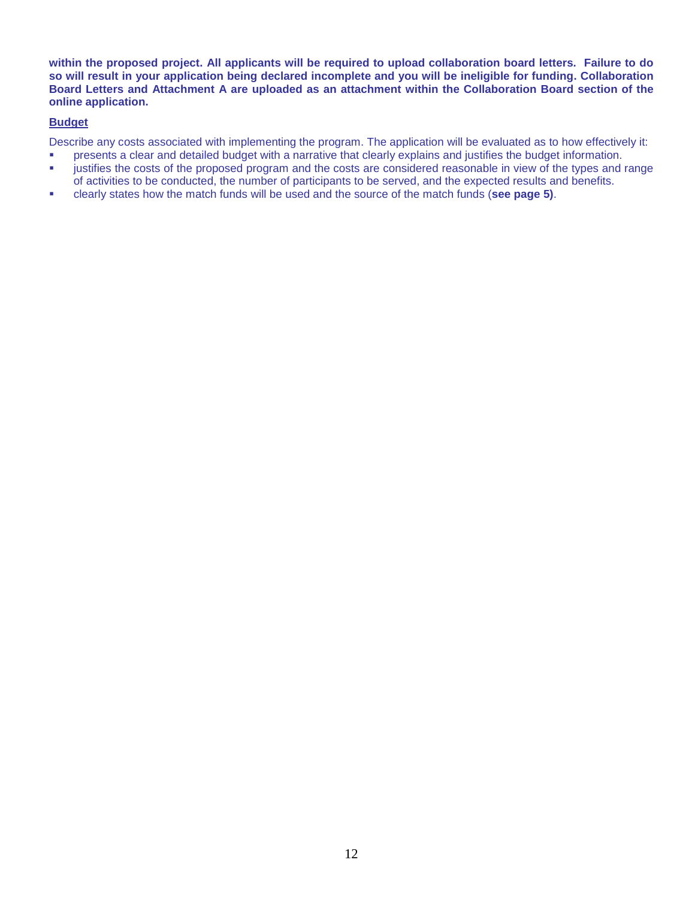**within the proposed project. All applicants will be required to upload collaboration board letters. Failure to do so will result in your application being declared incomplete and you will be ineligible for funding. Collaboration Board Letters and Attachment A are uploaded as an attachment within the Collaboration Board section of the online application.**

**Budget**

Describe any costs associated with implementing the program. The application will be evaluated as to how effectively it:

- presents a clear and detailed budget with a narrative that clearly explains and justifies the budget information.
- justifies the costs of the proposed program and the costs are considered reasonable in view of the types and range of activities to be conducted, the number of participants to be served, and the expected results and benefits.
- clearly states how the match funds will be used and the source of the match funds (**see page 5)**.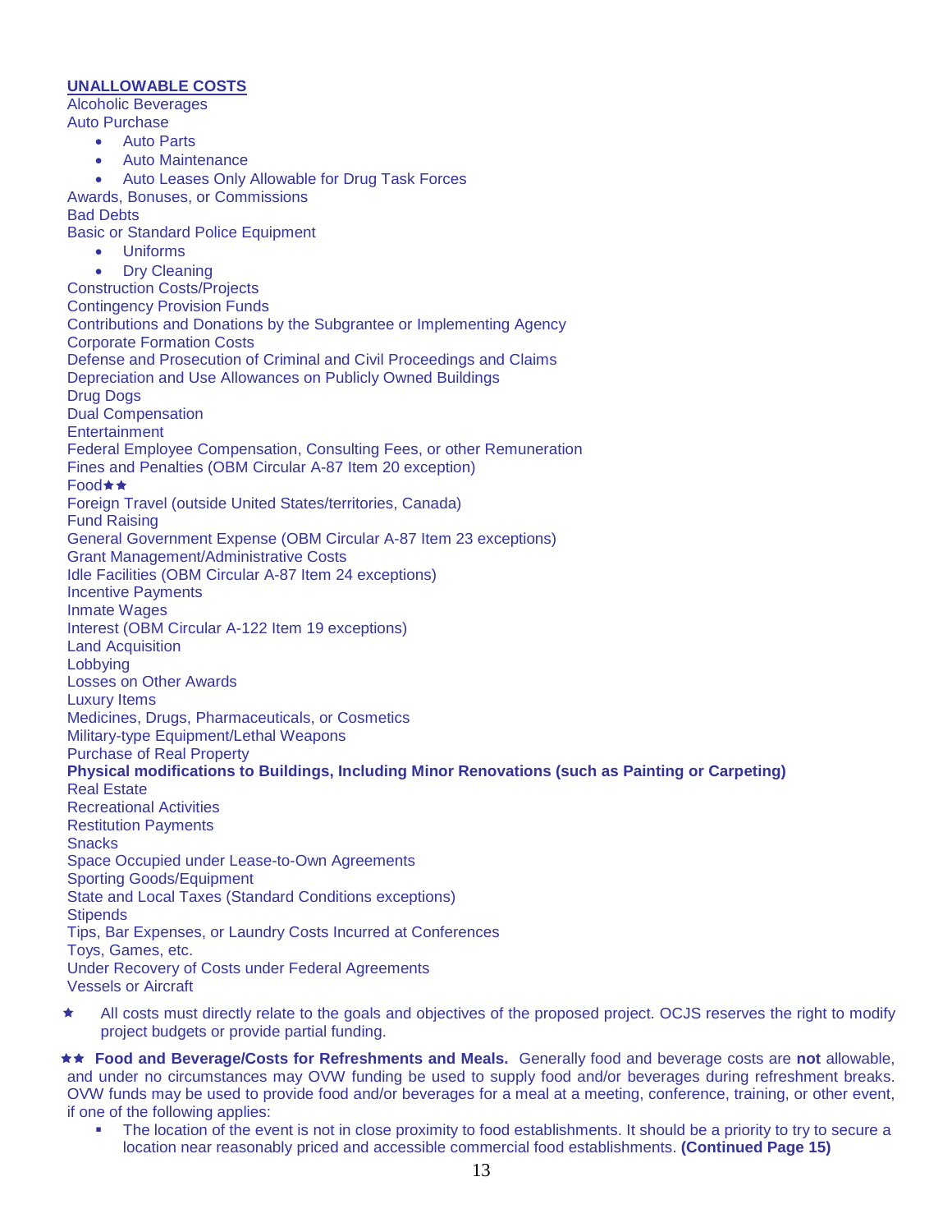**UNALLOWABLE COSTS**

Alcoholic Beverages

Auto Purchase

- Auto Parts
- Auto Maintenance
- Auto Leases Only Allowable for Drug Task Forces

Awards, Bonuses, or Commissions

Bad Debts

Basic or Standard Police Equipment

- Uniforms
- Dry Cleaning

Construction Costs/Projects

Contingency Provision Funds

Contributions and Donations by the Subgrantee or Implementing Agency

Corporate Formation Costs

Defense and Prosecution of Criminal and Civil Proceedings and Claims

Depreciation and Use Allowances on Publicly Owned Buildings

Drug Dogs

Dual Compensation

Entertainment

Federal Employee Compensation, Consulting Fees, or other Remuneration

Fines and Penalties (OBM Circular A-87 Item 20 exception)

Food★★

Foreign Travel (outside United States/territories, Canada)

Fund Raising

General Government Expense (OBM Circular A-87 Item 23 exceptions)

Grant Management/Administrative Costs

Idle Facilities (OBM Circular A-87 Item 24 exceptions)

Incentive Payments

Inmate Wages

Interest (OBM Circular A-122 Item 19 exceptions)

Land Acquisition

Lobbying

Losses on Other Awards

Luxury Items

Medicines, Drugs, Pharmaceuticals, or Cosmetics

Military-type Equipment/Lethal Weapons

Purchase of Real Property

**Physical modifications to Buildings, Including Minor Renovations (such as Painting or Carpeting)**

Real Estate

Recreational Activities

Restitution Payments

Snacks

Space Occupied under Lease-to-Own Agreements

Sporting Goods/Equipment

State and Local Taxes (Standard Conditions exceptions)

Stipends

Tips, Bar Expenses, or Laundry Costs Incurred at Conferences

Toys, Games, etc.

Under Recovery of Costs under Federal Agreements

Vessels or Aircraft

★ All costs must directly relate to the goals and objectives of the proposed project. OCJS reserves the right to modify project budgets or provide partial funding.

★★ **Food and Beverage/Costs for Refreshments and Meals.** Generally food and beverage costs are **not** allowable, and under no circumstances may OVW funding be used to supply food and/or beverages during refreshment breaks. OVW funds may be used to provide food and/or beverages for a meal at a meeting, conference, training, or other event, if one of the following applies:

- The location of the event is not in close proximity to food establishments. It should be a priority to try to secure a location near reasonably priced and accessible commercial food establishments. **(Continued Page 15)**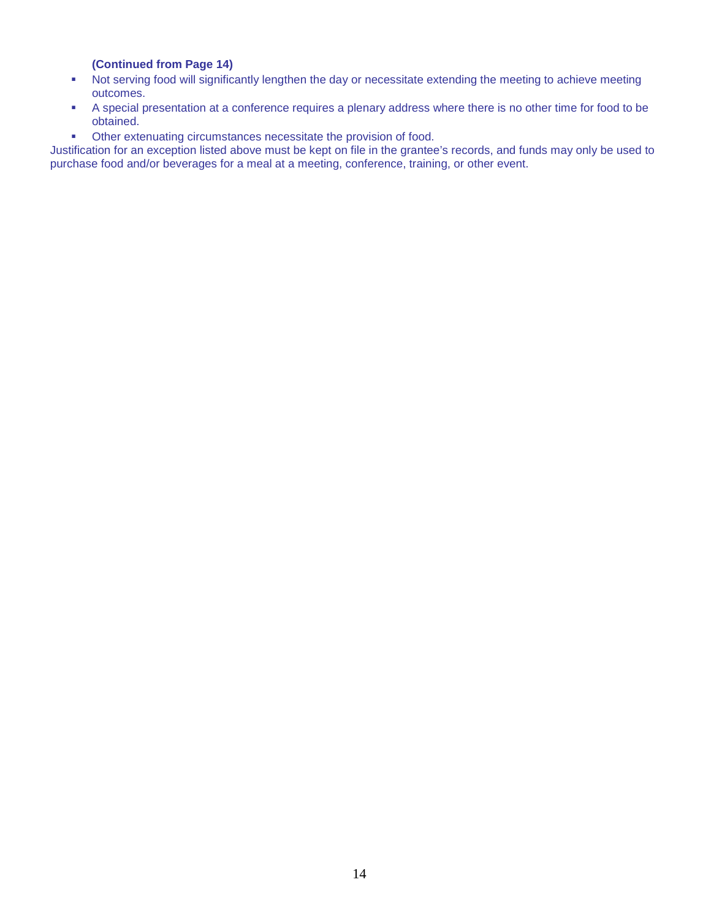**(Continued from Page 14)**

- Not serving food will significantly lengthen the day or necessitate extending the meeting to achieve meeting outcomes.
- A special presentation at a conference requires a plenary address where there is no other time for food to be obtained.
- Other extenuating circumstances necessitate the provision of food.

Justification for an exception listed above must be kept on file in the grantee's records, and funds may only be used to purchase food and/or beverages for a meal at a meeting, conference, training, or other event.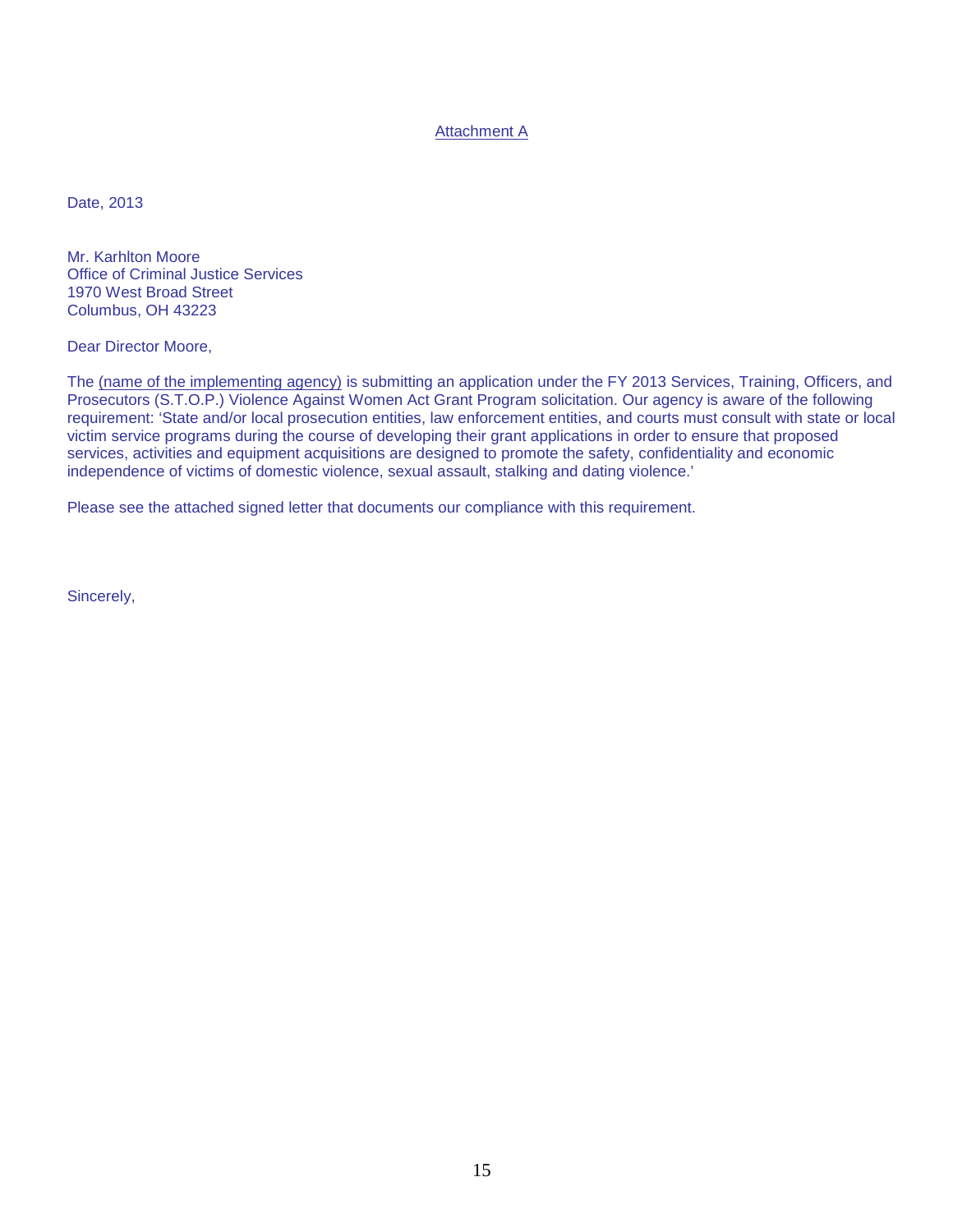Attachment A

Date, 2013

Mr. Karhlton Moore
Office of Criminal Justice Services
1970 West Broad Street
Columbus, OH 43223

Dear Director Moore,

The (name of the implementing agency) is submitting an application under the FY 2013 Services, Training, Officers, and Prosecutors (S.T.O.P.) Violence Against Women Act Grant Program solicitation. Our agency is aware of the following requirement: 'State and/or local prosecution entities, law enforcement entities, and courts must consult with state or local victim service programs during the course of developing their grant applications in order to ensure that proposed services, activities and equipment acquisitions are designed to promote the safety, confidentiality and economic independence of victims of domestic violence, sexual assault, stalking and dating violence.'

Please see the attached signed letter that documents our compliance with this requirement.

Sincerely,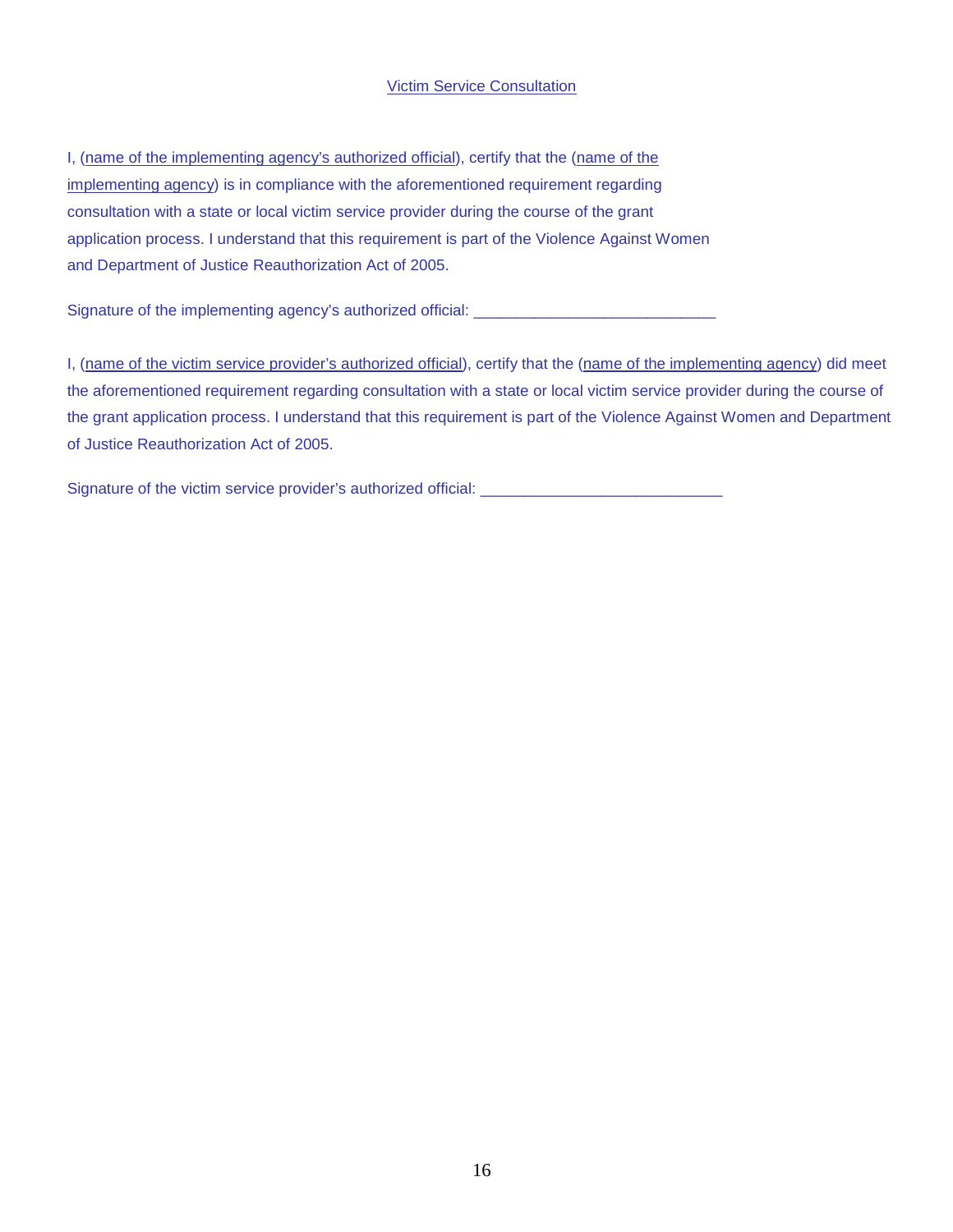## Victim Service Consultation

I, (name of the implementing agency's authorized official), certify that the (name of the implementing agency) is in compliance with the aforementioned requirement regarding consultation with a state or local victim service provider during the course of the grant application process. I understand that this requirement is part of the Violence Against Women and Department of Justice Reauthorization Act of 2005.

Signature of the implementing agency's authorized official: ___________________________

I, (name of the victim service provider's authorized official), certify that the (name of the implementing agency) did meet the aforementioned requirement regarding consultation with a state or local victim service provider during the course of the grant application process. I understand that this requirement is part of the Violence Against Women and Department of Justice Reauthorization Act of 2005.

Signature of the victim service provider's authorized official: ___________________________